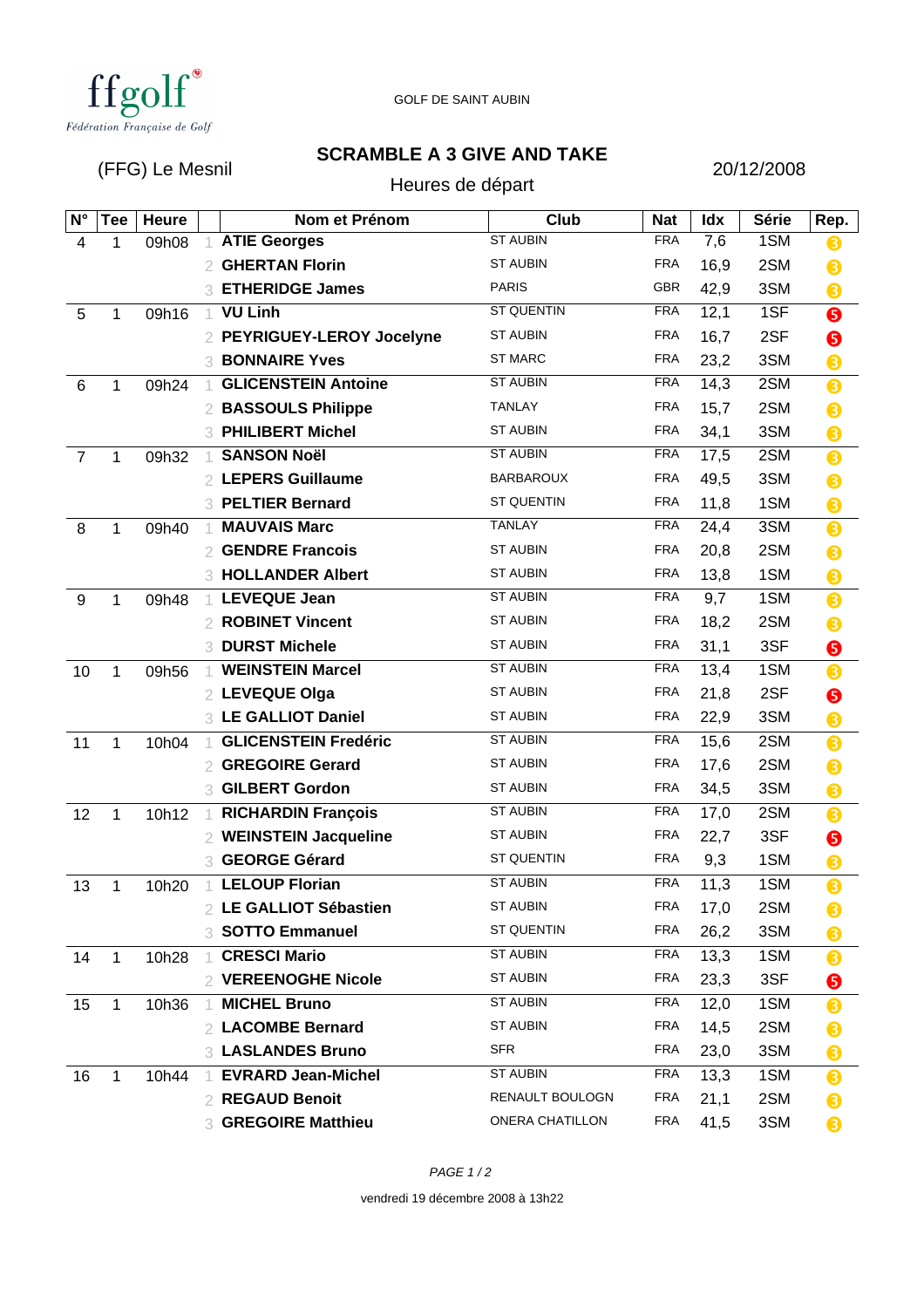ffgolf
Fédération Française de Golf

GOLF DE SAINT AUBIN

(FFG) Le Mesnil

# SCRAMBLE A 3 GIVE AND TAKE

Heures de départ

20/12/2008

| N° | Tee | Heure | | Nom et Prénom | Club | Nat | Idx | Série | Rep. |
|---|---|---|---|---|---|---|---|---|---|
| 4 | 1 | 09h08 | 1 | **ATIE Georges** | ST AUBIN | FRA | 7,6 | 1SM | 3 |
| | | | 2 | **GHERTAN Florin** | ST AUBIN | FRA | 16,9 | 2SM | 3 |
| | | | 3 | **ETHERIDGE James** | PARIS | GBR | 42,9 | 3SM | 3 |
| 5 | 1 | 09h16 | 1 | **VU Linh** | ST QUENTIN | FRA | 12,1 | 1SF | 5 |
| | | | 2 | **PEYRIGUEY-LEROY Jocelyne** | ST AUBIN | FRA | 16,7 | 2SF | 5 |
| | | | 3 | **BONNAIRE Yves** | ST MARC | FRA | 23,2 | 3SM | 3 |
| 6 | 1 | 09h24 | 1 | **GLICENSTEIN Antoine** | ST AUBIN | FRA | 14,3 | 2SM | 3 |
| | | | 2 | **BASSOULS Philippe** | TANLAY | FRA | 15,7 | 2SM | 3 |
| | | | 3 | **PHILIBERT Michel** | ST AUBIN | FRA | 34,1 | 3SM | 3 |
| 7 | 1 | 09h32 | 1 | **SANSON Noël** | ST AUBIN | FRA | 17,5 | 2SM | 3 |
| | | | 2 | **LEPERS Guillaume** | BARBAROUX | FRA | 49,5 | 3SM | 3 |
| | | | 3 | **PELTIER Bernard** | ST QUENTIN | FRA | 11,8 | 1SM | 3 |
| 8 | 1 | 09h40 | 1 | **MAUVAIS Marc** | TANLAY | FRA | 24,4 | 3SM | 3 |
| | | | 2 | **GENDRE Francois** | ST AUBIN | FRA | 20,8 | 2SM | 3 |
| | | | 3 | **HOLLANDER Albert** | ST AUBIN | FRA | 13,8 | 1SM | 3 |
| 9 | 1 | 09h48 | 1 | **LEVEQUE Jean** | ST AUBIN | FRA | 9,7 | 1SM | 3 |
| | | | 2 | **ROBINET Vincent** | ST AUBIN | FRA | 18,2 | 2SM | 3 |
| | | | 3 | **DURST Michele** | ST AUBIN | FRA | 31,1 | 3SF | 5 |
| 10 | 1 | 09h56 | 1 | **WEINSTEIN Marcel** | ST AUBIN | FRA | 13,4 | 1SM | 3 |
| | | | 2 | **LEVEQUE Olga** | ST AUBIN | FRA | 21,8 | 2SF | 5 |
| | | | 3 | **LE GALLIOT Daniel** | ST AUBIN | FRA | 22,9 | 3SM | 3 |
| 11 | 1 | 10h04 | 1 | **GLICENSTEIN Fredéric** | ST AUBIN | FRA | 15,6 | 2SM | 3 |
| | | | 2 | **GREGOIRE Gerard** | ST AUBIN | FRA | 17,6 | 2SM | 3 |
| | | | 3 | **GILBERT Gordon** | ST AUBIN | FRA | 34,5 | 3SM | 3 |
| 12 | 1 | 10h12 | 1 | **RICHARDIN François** | ST AUBIN | FRA | 17,0 | 2SM | 3 |
| | | | 2 | **WEINSTEIN Jacqueline** | ST AUBIN | FRA | 22,7 | 3SF | 5 |
| | | | 3 | **GEORGE Gérard** | ST QUENTIN | FRA | 9,3 | 1SM | 3 |
| 13 | 1 | 10h20 | 1 | **LELOUP Florian** | ST AUBIN | FRA | 11,3 | 1SM | 3 |
| | | | 2 | **LE GALLIOT Sébastien** | ST AUBIN | FRA | 17,0 | 2SM | 3 |
| | | | 3 | **SOTTO Emmanuel** | ST QUENTIN | FRA | 26,2 | 3SM | 3 |
| 14 | 1 | 10h28 | 1 | **CRESCI Mario** | ST AUBIN | FRA | 13,3 | 1SM | 3 |
| | | | 2 | **VEREENOGHE Nicole** | ST AUBIN | FRA | 23,3 | 3SF | 5 |
| 15 | 1 | 10h36 | 1 | **MICHEL Bruno** | ST AUBIN | FRA | 12,0 | 1SM | 3 |
| | | | 2 | **LACOMBE Bernard** | ST AUBIN | FRA | 14,5 | 2SM | 3 |
| | | | 3 | **LASLANDES Bruno** | SFR | FRA | 23,0 | 3SM | 3 |
| 16 | 1 | 10h44 | 1 | **EVRARD Jean-Michel** | ST AUBIN | FRA | 13,3 | 1SM | 3 |
| | | | 2 | **REGAUD Benoit** | RENAULT BOULOGN | FRA | 21,1 | 2SM | 3 |
| | | | 3 | **GREGOIRE Matthieu** | ONERA CHATILLON | FRA | 41,5 | 3SM | 3 |

vendredi 19 décembre 2008 à 13h22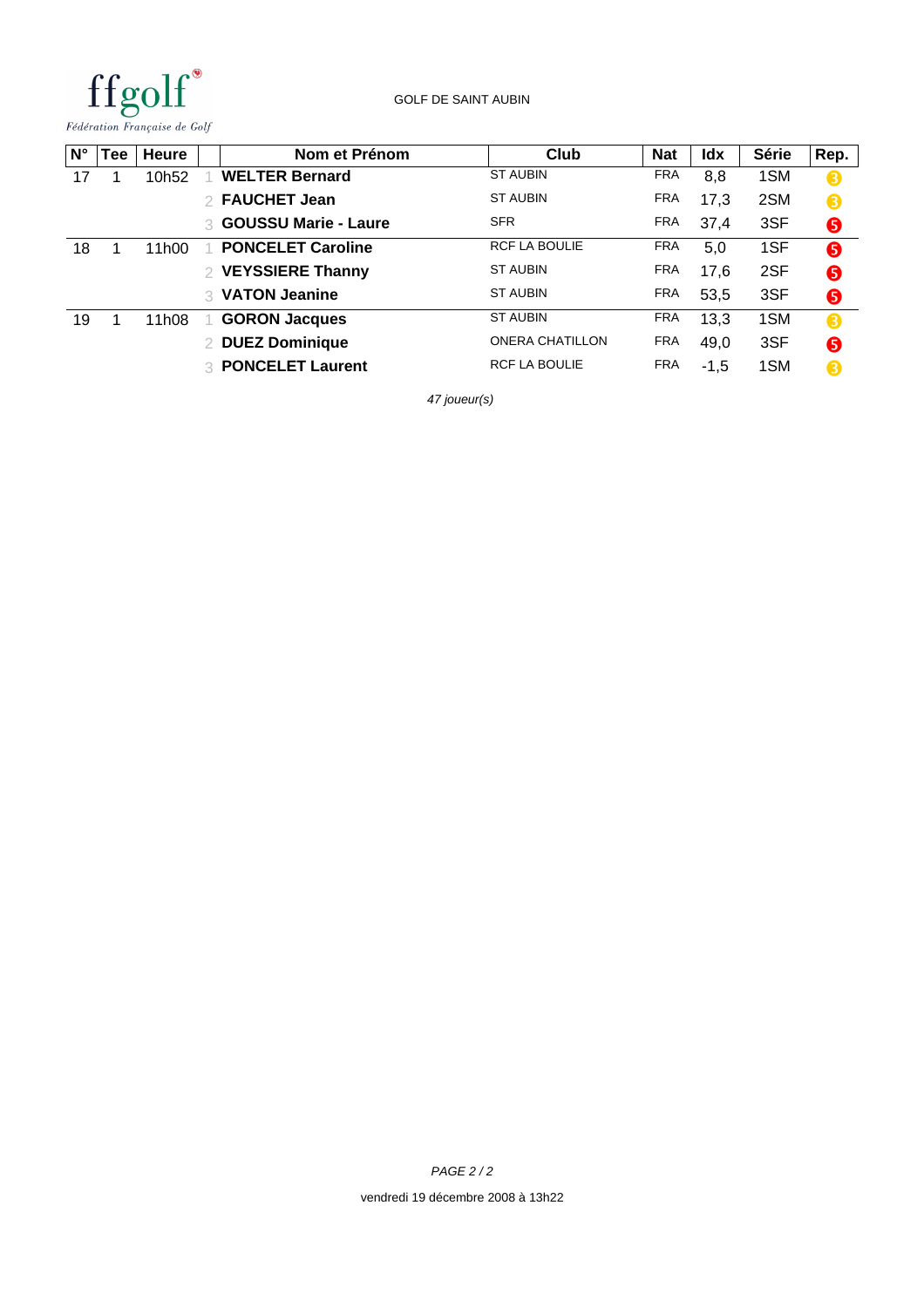ffgolf
Fédération Française de Golf

GOLF DE SAINT AUBIN

| N° | Tee | Heure | | Nom et Prénom | Club | Nat | Idx | Série | Rep. |
|---|---|---|---|---|---|---|---|---|---|
| 17 | 1 | 10h52 | 1 | **WELTER Bernard** | ST AUBIN | FRA | 8,8 | 1SM | 3 |
| | | | 2 | **FAUCHET Jean** | ST AUBIN | FRA | 17,3 | 2SM | 3 |
| | | | 3 | **GOUSSU Marie - Laure** | SFR | FRA | 37,4 | 3SF | 5 |
| 18 | 1 | 11h00 | 1 | **PONCELET Caroline** | RCF LA BOULIE | FRA | 5,0 | 1SF | 5 |
| | | | 2 | **VEYSSIERE Thanny** | ST AUBIN | FRA | 17,6 | 2SF | 5 |
| | | | 3 | **VATON Jeanine** | ST AUBIN | FRA | 53,5 | 3SF | 5 |
| 19 | 1 | 11h08 | 1 | **GORON Jacques** | ST AUBIN | FRA | 13,3 | 1SM | 3 |
| | | | 2 | **DUEZ Dominique** | ONERA CHATILLON | FRA | 49,0 | 3SF | 5 |
| | | | 3 | **PONCELET Laurent** | RCF LA BOULIE | FRA | -1,5 | 1SM | 3 |

*47 joueur(s)*

vendredi 19 décembre 2008 à 13h22